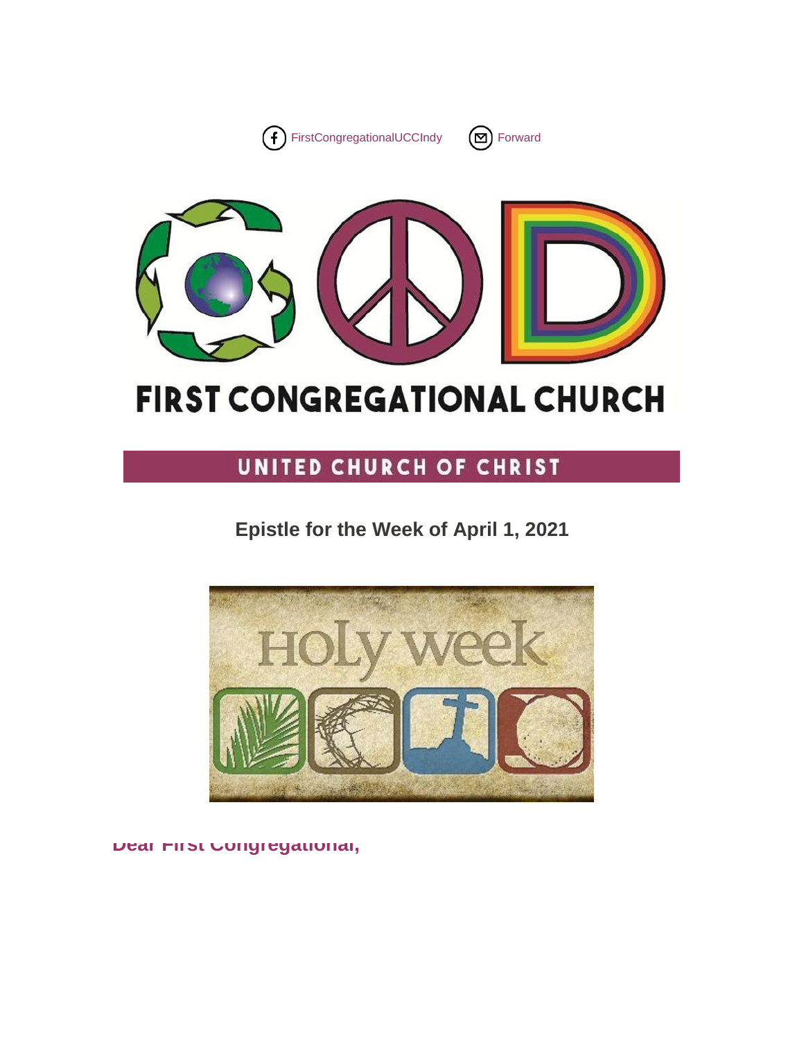FirstCongregationalUCCIndy     Forward

# FIRST CONGREGATIONAL CHURCH

## UNITED CHURCH OF CHRIST

### Epistle for the Week of April 1, 2021

Holy week

**Dear First Congregational,**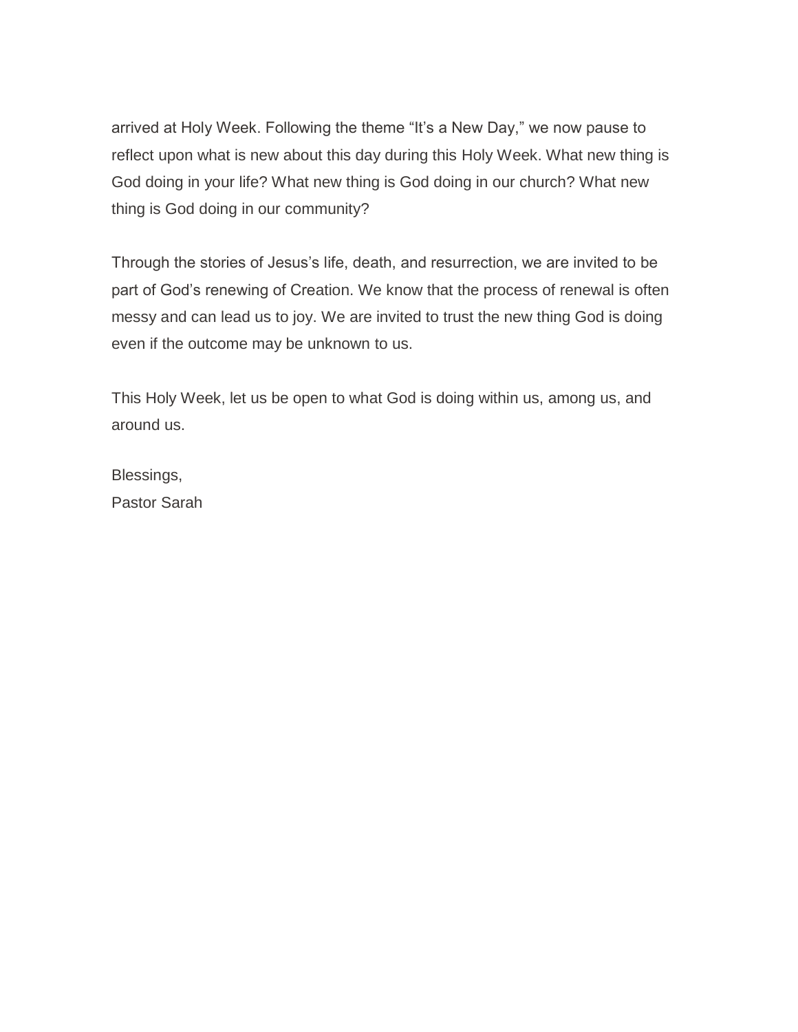arrived at Holy Week. Following the theme “It’s a New Day,” we now pause to reflect upon what is new about this day during this Holy Week. What new thing is God doing in your life? What new thing is God doing in our church? What new thing is God doing in our community?

Through the stories of Jesus’s life, death, and resurrection, we are invited to be part of God’s renewing of Creation. We know that the process of renewal is often messy and can lead us to joy. We are invited to trust the new thing God is doing even if the outcome may be unknown to us.

This Holy Week, let us be open to what God is doing within us, among us, and around us.

Blessings,
Pastor Sarah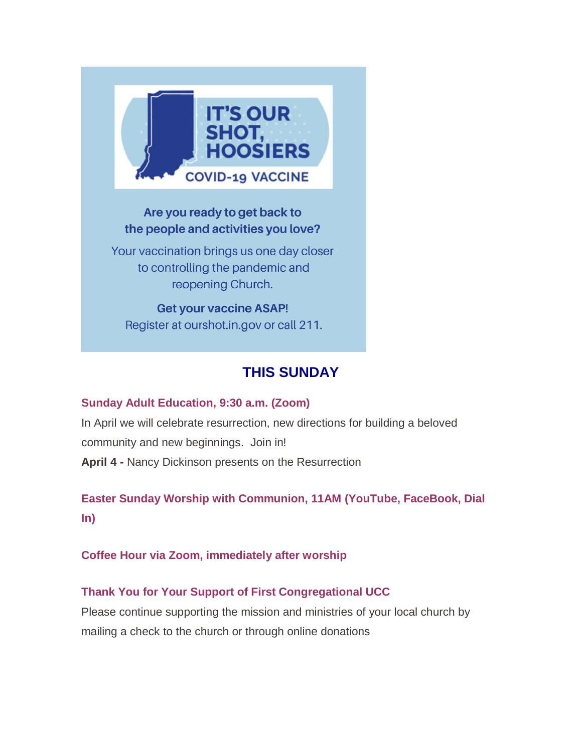IT'S OUR SHOT, HOOSIERS

COVID-19 VACCINE

**Are you ready to get back to the people and activities you love?**

Your vaccination brings us one day closer to controlling the pandemic and reopening Church.

**Get your vaccine ASAP!**
Register at ourshot.in.gov or call 211.

## THIS SUNDAY

**Sunday Adult Education, 9:30 a.m. (Zoom)**

In April we will celebrate resurrection, new directions for building a beloved community and new beginnings. Join in!

**April 4 -** Nancy Dickinson presents on the Resurrection

**Easter Sunday Worship with Communion, 11AM (YouTube, FaceBook, Dial In)**

**Coffee Hour via Zoom, immediately after worship**

**Thank You for Your Support of First Congregational UCC**

Please continue supporting the mission and ministries of your local church by mailing a check to the church or through online donations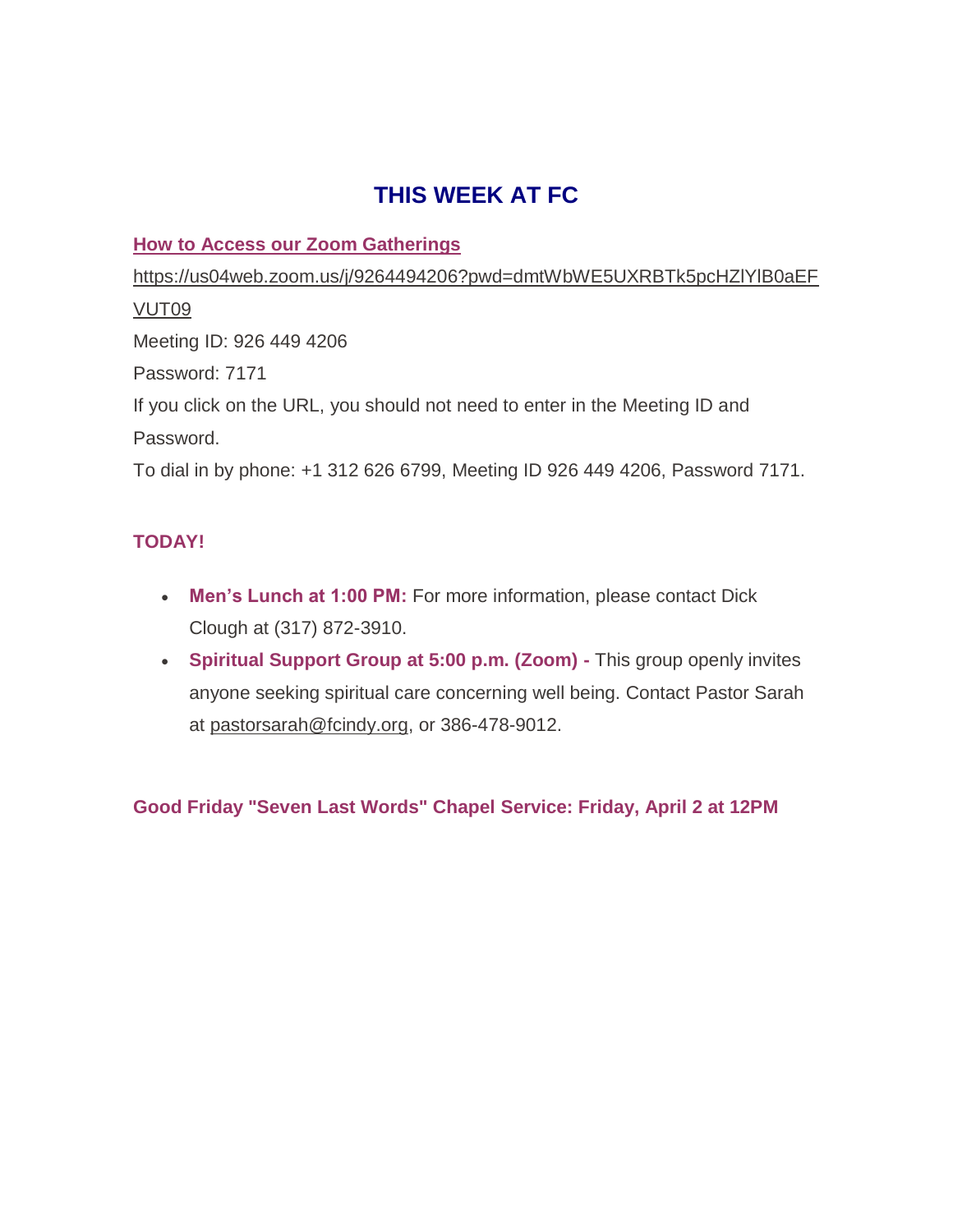# THIS WEEK AT FC

**How to Access our Zoom Gatherings**

https://us04web.zoom.us/j/9264494206?pwd=dmtWbWE5UXRBTk5pcHZlYlB0aEFVUT09

Meeting ID: 926 449 4206

Password: 7171

If you click on the URL, you should not need to enter in the Meeting ID and Password.

To dial in by phone: +1 312 626 6799, Meeting ID 926 449 4206, Password 7171.

**TODAY!**

- **Men's Lunch at 1:00 PM:** For more information, please contact Dick Clough at (317) 872-3910.
- **Spiritual Support Group at 5:00 p.m. (Zoom) -** This group openly invites anyone seeking spiritual care concerning well being. Contact Pastor Sarah at pastorsarah@fcindy.org, or 386-478-9012.

**Good Friday "Seven Last Words" Chapel Service: Friday, April 2 at 12PM**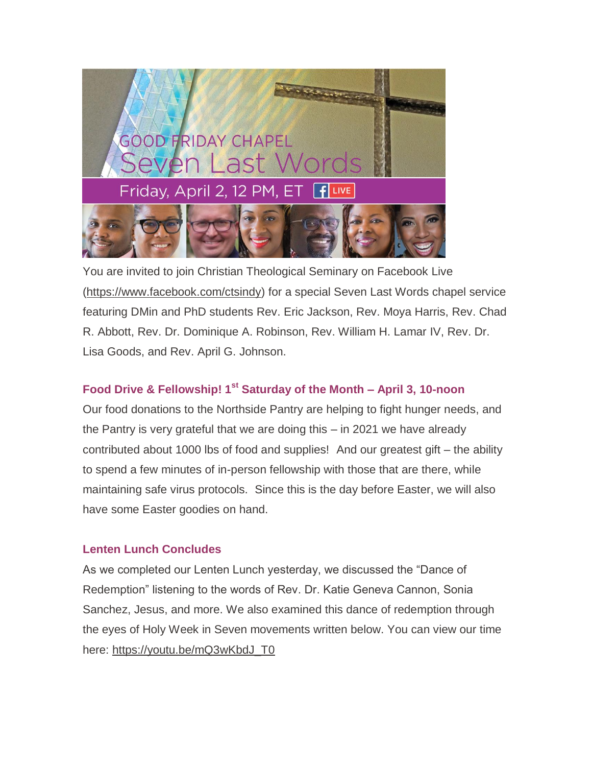GOOD FRIDAY CHAPEL
Seven Last Words
Friday, April 2, 12 PM, ET LIVE

You are invited to join Christian Theological Seminary on Facebook Live (https://www.facebook.com/ctsindy) for a special Seven Last Words chapel service featuring DMin and PhD students Rev. Eric Jackson, Rev. Moya Harris, Rev. Chad R. Abbott, Rev. Dr. Dominique A. Robinson, Rev. William H. Lamar IV, Rev. Dr. Lisa Goods, and Rev. April G. Johnson.

### Food Drive & Fellowship! 1st Saturday of the Month – April 3, 10-noon

Our food donations to the Northside Pantry are helping to fight hunger needs, and the Pantry is very grateful that we are doing this – in 2021 we have already contributed about 1000 lbs of food and supplies! And our greatest gift – the ability to spend a few minutes of in-person fellowship with those that are there, while maintaining safe virus protocols. Since this is the day before Easter, we will also have some Easter goodies on hand.

### Lenten Lunch Concludes

As we completed our Lenten Lunch yesterday, we discussed the "Dance of Redemption" listening to the words of Rev. Dr. Katie Geneva Cannon, Sonia Sanchez, Jesus, and more. We also examined this dance of redemption through the eyes of Holy Week in Seven movements written below. You can view our time here: https://youtu.be/mQ3wKbdJ_T0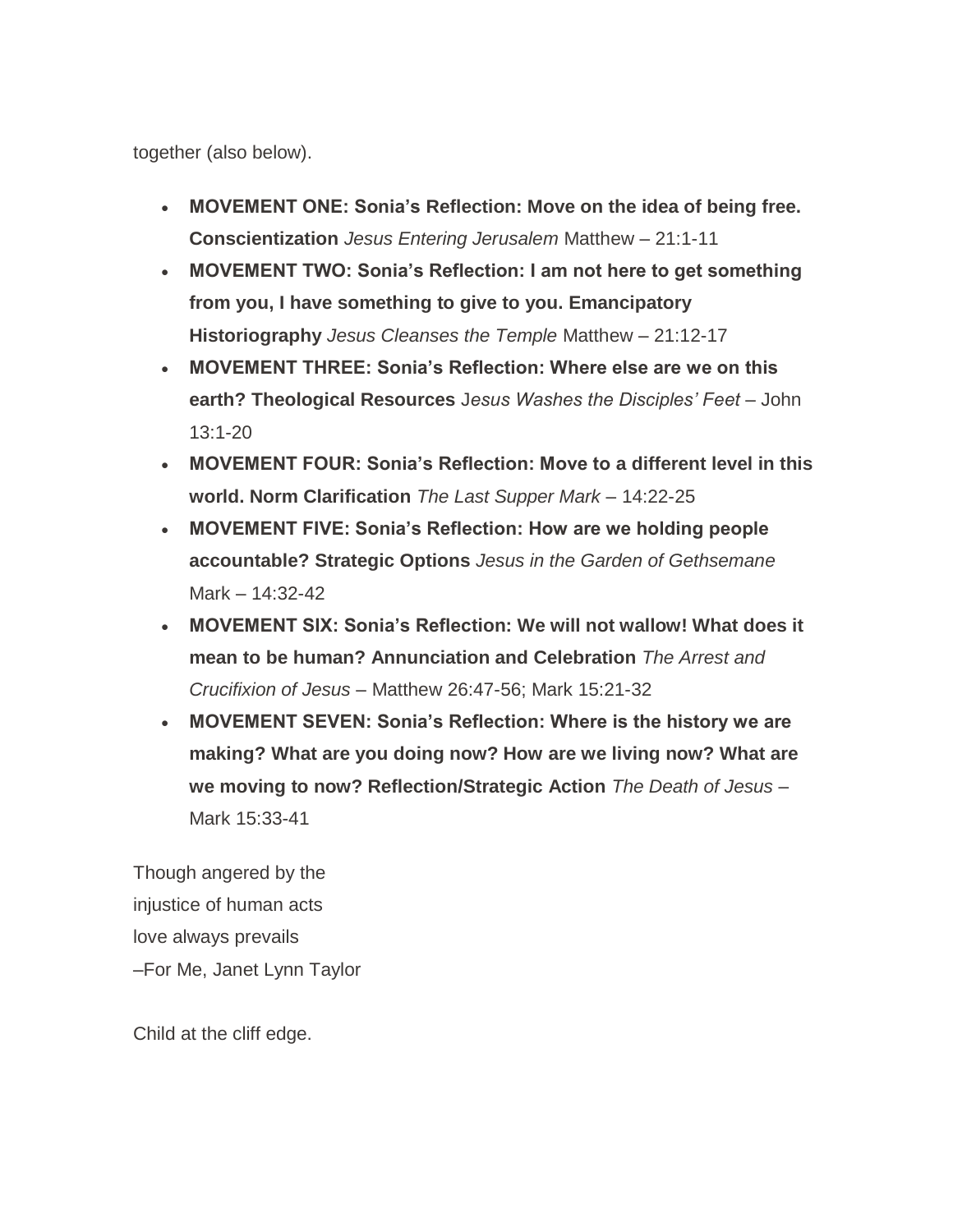together (also below).

- **MOVEMENT ONE: Sonia's Reflection: Move on the idea of being free. Conscientization** *Jesus Entering Jerusalem* Matthew – 21:1-11
- **MOVEMENT TWO: Sonia's Reflection: I am not here to get something from you, I have something to give to you. Emancipatory Historiography** *Jesus Cleanses the Temple* Matthew – 21:12-17
- **MOVEMENT THREE: Sonia's Reflection: Where else are we on this earth? Theological Resources** J*esus Washes the Disciples' Feet* – John 13:1-20
- **MOVEMENT FOUR: Sonia's Reflection: Move to a different level in this world. Norm Clarification** *The Last Supper Mark* – 14:22-25
- **MOVEMENT FIVE: Sonia's Reflection: How are we holding people accountable? Strategic Options** *Jesus in the Garden of Gethsemane* Mark – 14:32-42
- **MOVEMENT SIX: Sonia's Reflection: We will not wallow! What does it mean to be human? Annunciation and Celebration** *The Arrest and Crucifixion of Jesus* – Matthew 26:47-56; Mark 15:21-32
- **MOVEMENT SEVEN: Sonia's Reflection: Where is the history we are making? What are you doing now? How are we living now? What are we moving to now? Reflection/Strategic Action** *The Death of Jesus* – Mark 15:33-41

Though angered by the
injustice of human acts
love always prevails
–For Me, Janet Lynn Taylor

Child at the cliff edge.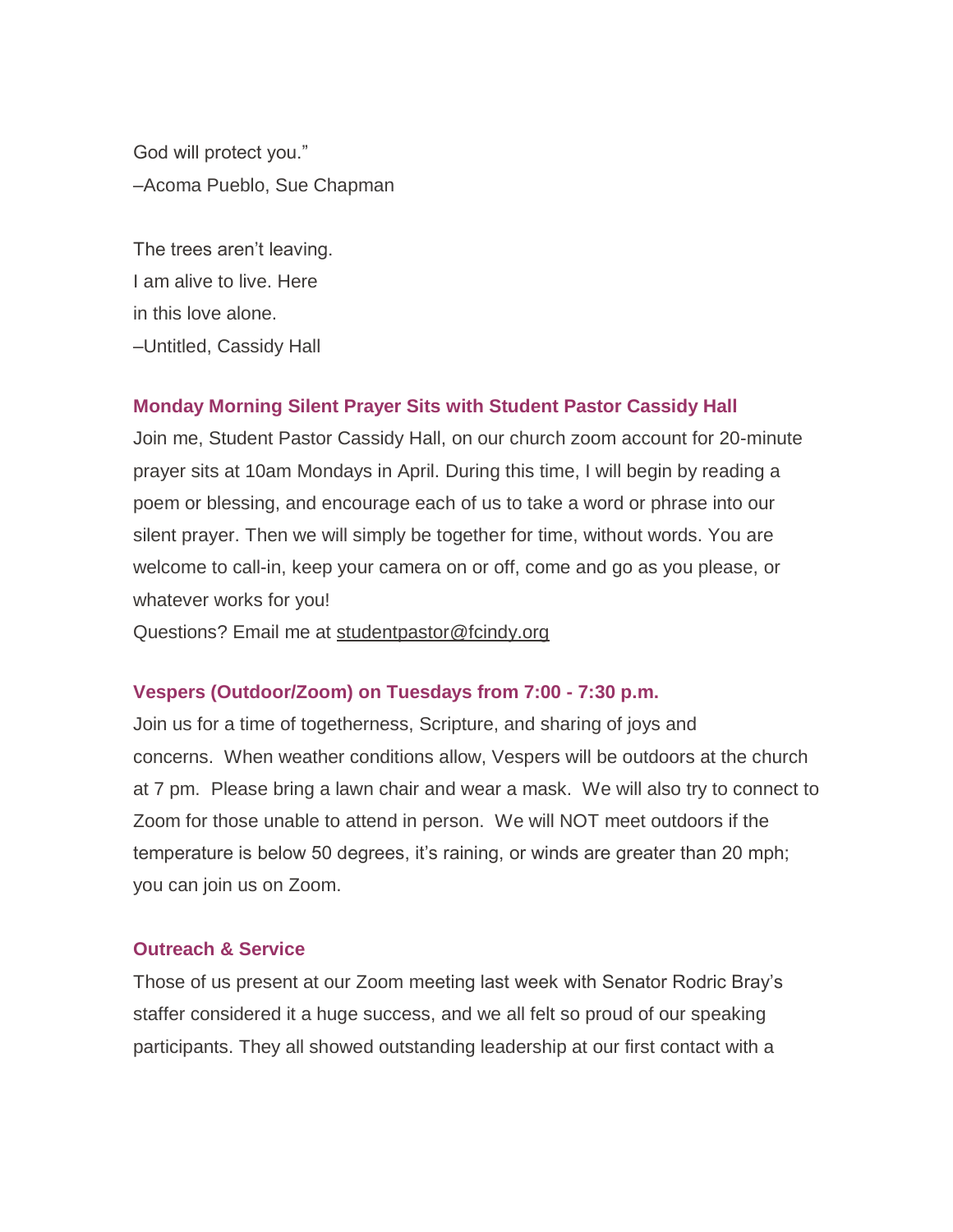God will protect you."
–Acoma Pueblo, Sue Chapman

The trees aren't leaving.
I am alive to live. Here
in this love alone.
–Untitled, Cassidy Hall

### Monday Morning Silent Prayer Sits with Student Pastor Cassidy Hall

Join me, Student Pastor Cassidy Hall, on our church zoom account for 20-minute prayer sits at 10am Mondays in April. During this time, I will begin by reading a poem or blessing, and encourage each of us to take a word or phrase into our silent prayer. Then we will simply be together for time, without words. You are welcome to call-in, keep your camera on or off, come and go as you please, or whatever works for you!
Questions? Email me at studentpastor@fcindy.org

### Vespers (Outdoor/Zoom) on Tuesdays from 7:00 - 7:30 p.m.

Join us for a time of togetherness, Scripture, and sharing of joys and concerns. When weather conditions allow, Vespers will be outdoors at the church at 7 pm. Please bring a lawn chair and wear a mask. We will also try to connect to Zoom for those unable to attend in person. We will NOT meet outdoors if the temperature is below 50 degrees, it's raining, or winds are greater than 20 mph; you can join us on Zoom.

### Outreach & Service

Those of us present at our Zoom meeting last week with Senator Rodric Bray's staffer considered it a huge success, and we all felt so proud of our speaking participants. They all showed outstanding leadership at our first contact with a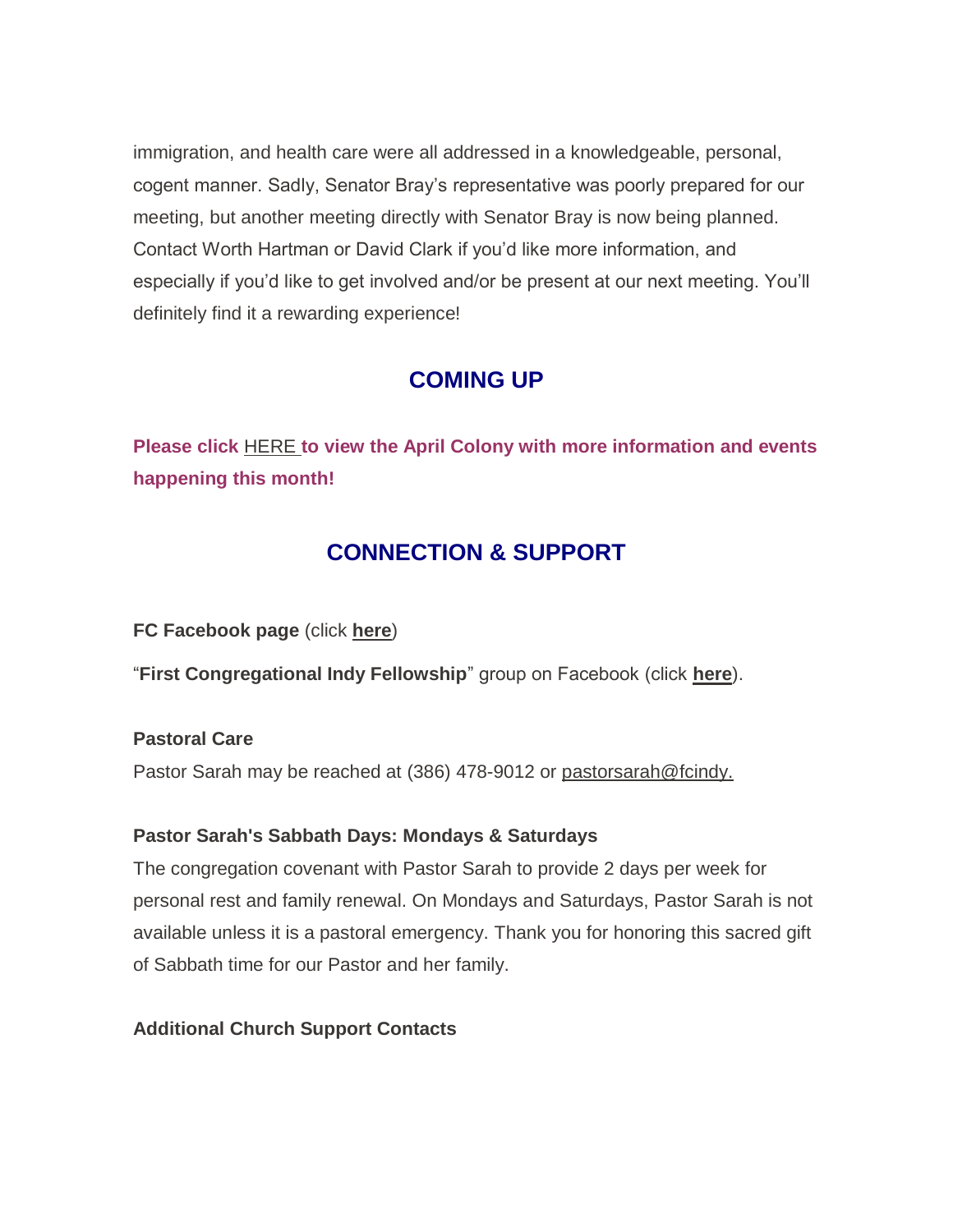immigration, and health care were all addressed in a knowledgeable, personal, cogent manner. Sadly, Senator Bray's representative was poorly prepared for our meeting, but another meeting directly with Senator Bray is now being planned. Contact Worth Hartman or David Clark if you'd like more information, and especially if you'd like to get involved and/or be present at our next meeting. You'll definitely find it a rewarding experience!

## COMING UP

**Please click HERE to view the April Colony with more information and events happening this month!**

## CONNECTION & SUPPORT

**FC Facebook page** (click **here**)

"**First Congregational Indy Fellowship**" group on Facebook (click **here**).

**Pastoral Care**

Pastor Sarah may be reached at (386) 478-9012 or pastorsarah@fcindy.

**Pastor Sarah's Sabbath Days: Mondays & Saturdays**

The congregation covenant with Pastor Sarah to provide 2 days per week for personal rest and family renewal. On Mondays and Saturdays, Pastor Sarah is not available unless it is a pastoral emergency. Thank you for honoring this sacred gift of Sabbath time for our Pastor and her family.

**Additional Church Support Contacts**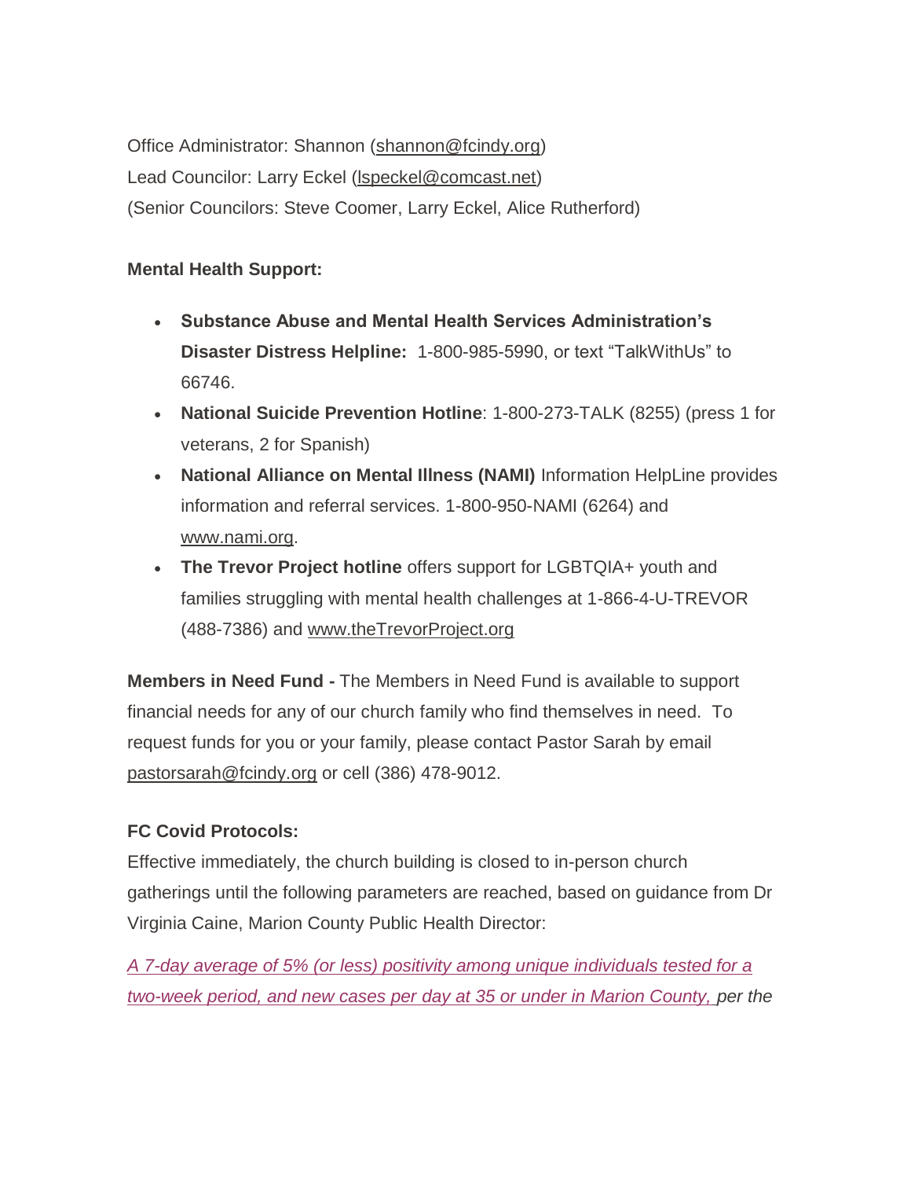Office Administrator: Shannon (shannon@fcindy.org)
Lead Councilor: Larry Eckel (lspeckel@comcast.net)
(Senior Councilors: Steve Coomer, Larry Eckel, Alice Rutherford)

**Mental Health Support:**

- **Substance Abuse and Mental Health Services Administration's Disaster Distress Helpline:** 1-800-985-5990, or text "TalkWithUs" to 66746.
- **National Suicide Prevention Hotline**: 1-800-273-TALK (8255) (press 1 for veterans, 2 for Spanish)
- **National Alliance on Mental Illness (NAMI)** Information HelpLine provides information and referral services. 1-800-950-NAMI (6264) and www.nami.org.
- **The Trevor Project hotline** offers support for LGBTQIA+ youth and families struggling with mental health challenges at 1-866-4-U-TREVOR (488-7386) and www.theTrevorProject.org

**Members in Need Fund -** The Members in Need Fund is available to support financial needs for any of our church family who find themselves in need. To request funds for you or your family, please contact Pastor Sarah by email pastorsarah@fcindy.org or cell (386) 478-9012.

**FC Covid Protocols:**
Effective immediately, the church building is closed to in-person church gatherings until the following parameters are reached, based on guidance from Dr Virginia Caine, Marion County Public Health Director:

*A 7-day average of 5% (or less) positivity among unique individuals tested for a two-week period, and new cases per day at 35 or under in Marion County, per the*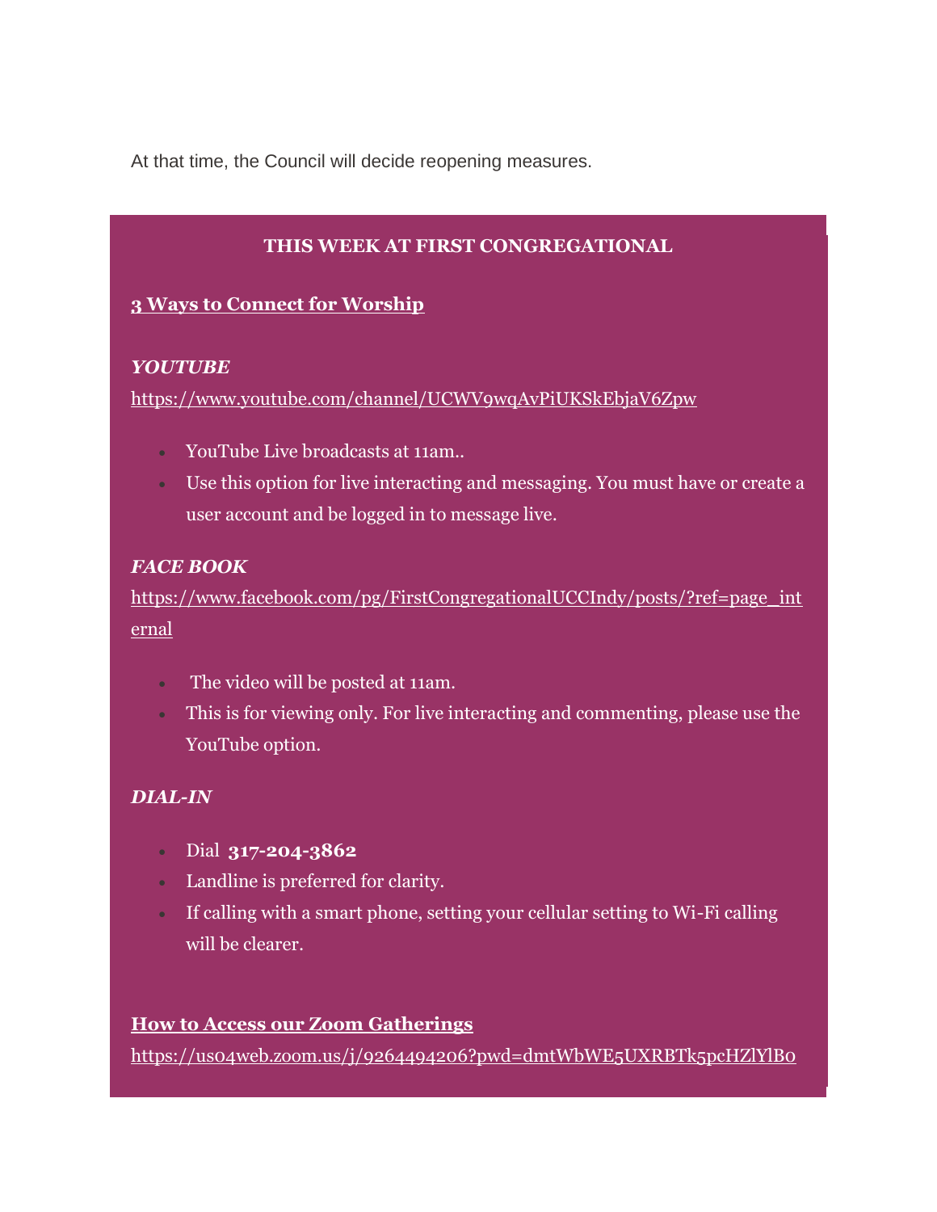At that time, the Council will decide reopening measures.

**THIS WEEK AT FIRST CONGREGATIONAL**

**3 Ways to Connect for Worship**

***YOUTUBE***

https://www.youtube.com/channel/UCWV9wqAvPiUKSkEbjaV6Zpw

- YouTube Live broadcasts at 11am..
- Use this option for live interacting and messaging. You must have or create a user account and be logged in to message live.

***FACE BOOK***

https://www.facebook.com/pg/FirstCongregationalUCCIndy/posts/?ref=page_internal

- The video will be posted at 11am.
- This is for viewing only. For live interacting and commenting, please use the YouTube option.

***DIAL-IN***

- Dial **317-204-3862**
- Landline is preferred for clarity.
- If calling with a smart phone, setting your cellular setting to Wi-Fi calling will be clearer.

**How to Access our Zoom Gatherings**

https://us04web.zoom.us/j/9264494206?pwd=dmtWbWE5UXRBTk5pcHZlYlB0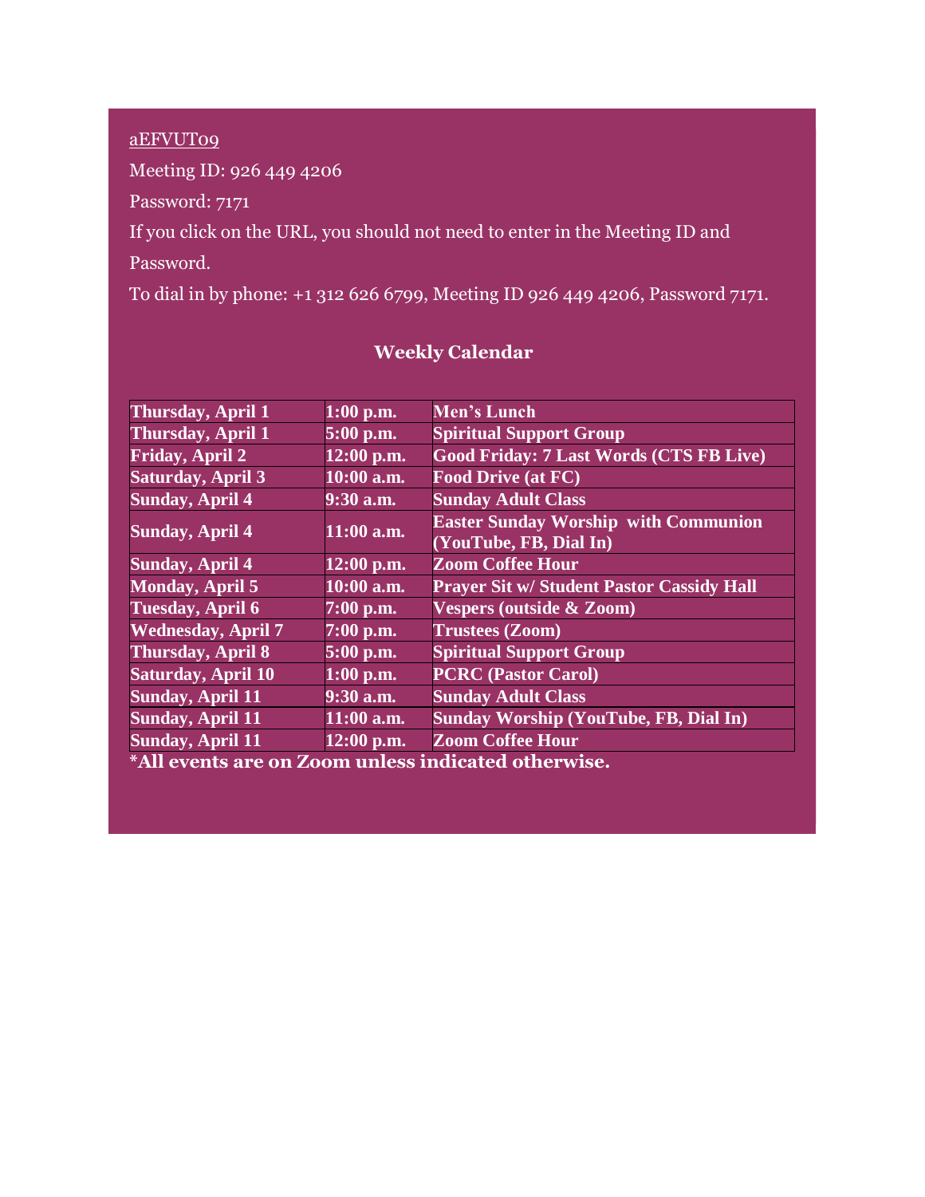aEFVUT09

Meeting ID: 926 449 4206

Password: 7171

If you click on the URL, you should not need to enter in the Meeting ID and Password.

To dial in by phone: +1 312 626 6799, Meeting ID 926 449 4206, Password 7171.

## Weekly Calendar

| | | |
|---|---|---|
| **Thursday, April 1** | **1:00 p.m.** | **Men's Lunch** |
| **Thursday, April 1** | **5:00 p.m.** | **Spiritual Support Group** |
| **Friday, April 2** | **12:00 p.m.** | **Good Friday: 7 Last Words (CTS FB Live)** |
| **Saturday, April 3** | **10:00 a.m.** | **Food Drive (at FC)** |
| **Sunday, April 4** | **9:30 a.m.** | **Sunday Adult Class** |
| **Sunday, April 4** | **11:00 a.m.** | **Easter Sunday Worship with Communion (YouTube, FB, Dial In)** |
| **Sunday, April 4** | **12:00 p.m.** | **Zoom Coffee Hour** |
| **Monday, April 5** | **10:00 a.m.** | **Prayer Sit w/ Student Pastor Cassidy Hall** |
| **Tuesday, April 6** | **7:00 p.m.** | **Vespers (outside & Zoom)** |
| **Wednesday, April 7** | **7:00 p.m.** | **Trustees (Zoom)** |
| **Thursday, April 8** | **5:00 p.m.** | **Spiritual Support Group** |
| **Saturday, April 10** | **1:00 p.m.** | **PCRC (Pastor Carol)** |
| **Sunday, April 11** | **9:30 a.m.** | **Sunday Adult Class** |
| **Sunday, April 11** | **11:00 a.m.** | **Sunday Worship (YouTube, FB, Dial In)** |
| **Sunday, April 11** | **12:00 p.m.** | **Zoom Coffee Hour** |

**\*All events are on Zoom unless indicated otherwise.**